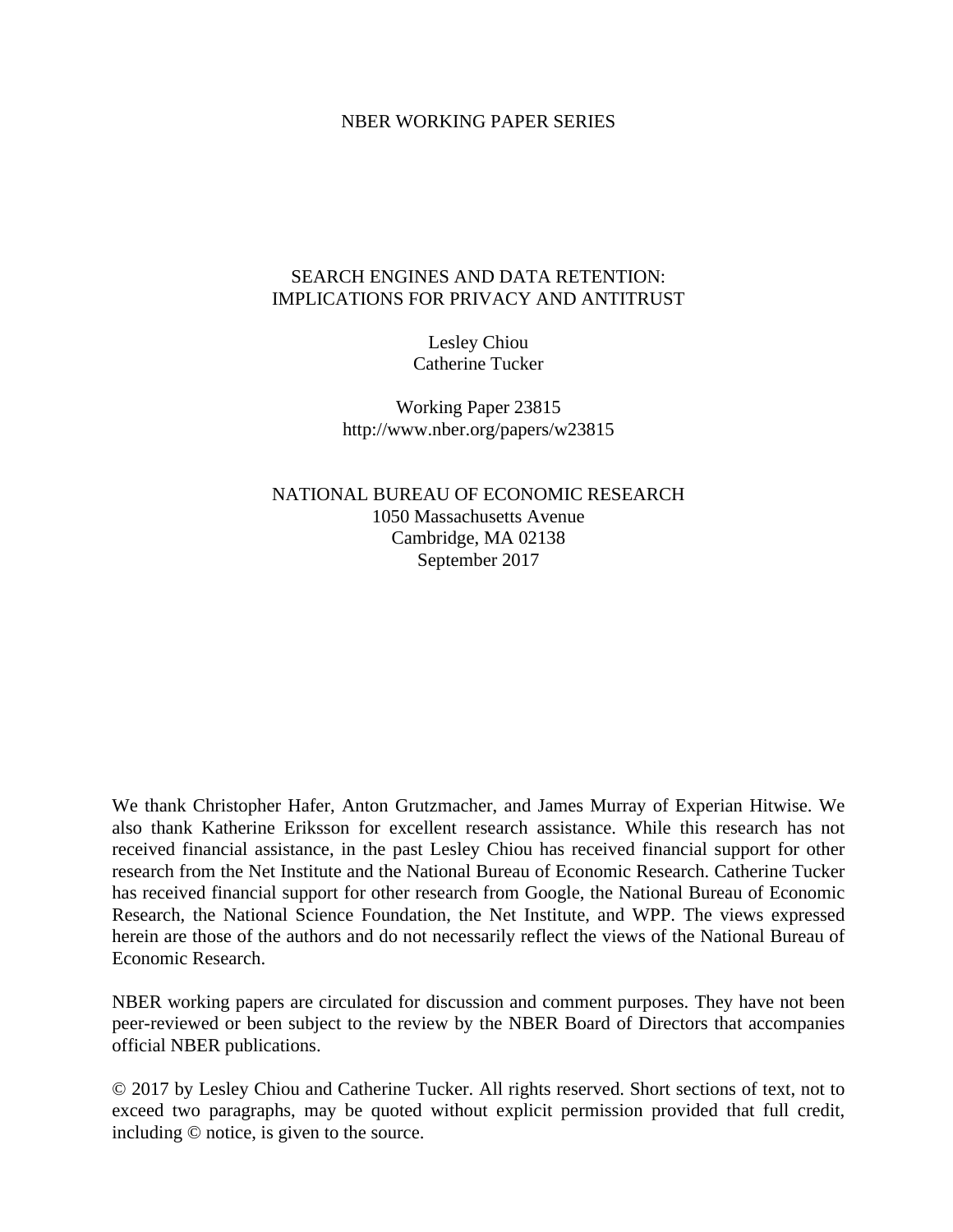NBER WORKING PAPER SERIES

# SEARCH ENGINES AND DATA RETENTION: IMPLICATIONS FOR PRIVACY AND ANTITRUST

Lesley Chiou
Catherine Tucker

Working Paper 23815
http://www.nber.org/papers/w23815

NATIONAL BUREAU OF ECONOMIC RESEARCH
1050 Massachusetts Avenue
Cambridge, MA 02138
September 2017

We thank Christopher Hafer, Anton Grutzmacher, and James Murray of Experian Hitwise. We also thank Katherine Eriksson for excellent research assistance. While this research has not received financial assistance, in the past Lesley Chiou has received financial support for other research from the Net Institute and the National Bureau of Economic Research. Catherine Tucker has received financial support for other research from Google, the National Bureau of Economic Research, the National Science Foundation, the Net Institute, and WPP. The views expressed herein are those of the authors and do not necessarily reflect the views of the National Bureau of Economic Research.

NBER working papers are circulated for discussion and comment purposes. They have not been peer-reviewed or been subject to the review by the NBER Board of Directors that accompanies official NBER publications.

© 2017 by Lesley Chiou and Catherine Tucker. All rights reserved. Short sections of text, not to exceed two paragraphs, may be quoted without explicit permission provided that full credit, including © notice, is given to the source.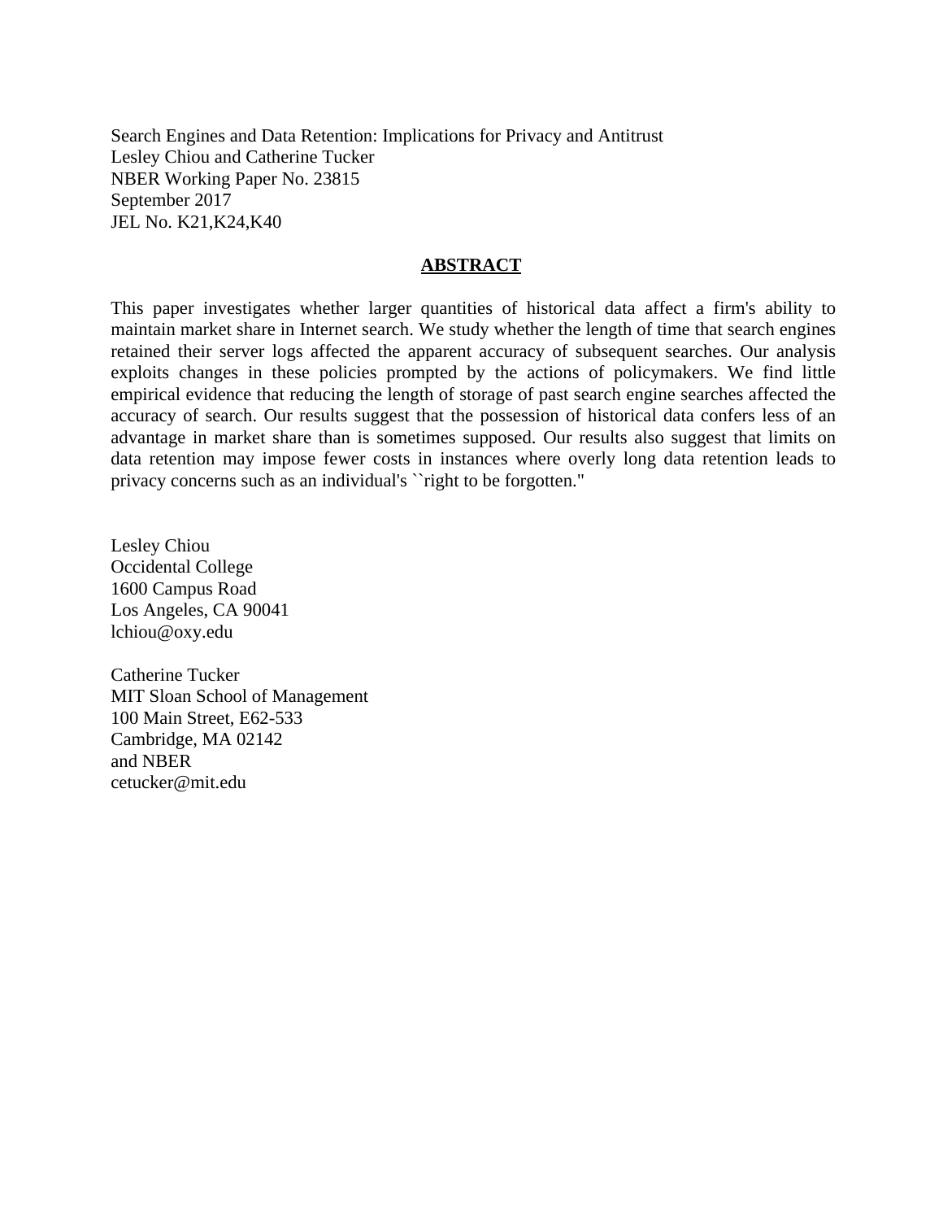Search Engines and Data Retention: Implications for Privacy and Antitrust
Lesley Chiou and Catherine Tucker
NBER Working Paper No. 23815
September 2017
JEL No. K21,K24,K40

## ABSTRACT

This paper investigates whether larger quantities of historical data affect a firm's ability to maintain market share in Internet search. We study whether the length of time that search engines retained their server logs affected the apparent accuracy of subsequent searches. Our analysis exploits changes in these policies prompted by the actions of policymakers. We find little empirical evidence that reducing the length of storage of past search engine searches affected the accuracy of search. Our results suggest that the possession of historical data confers less of an advantage in market share than is sometimes supposed. Our results also suggest that limits on data retention may impose fewer costs in instances where overly long data retention leads to privacy concerns such as an individual's ``right to be forgotten."

Lesley Chiou
Occidental College
1600 Campus Road
Los Angeles, CA 90041
lchiou@oxy.edu

Catherine Tucker
MIT Sloan School of Management
100 Main Street, E62-533
Cambridge, MA 02142
and NBER
cetucker@mit.edu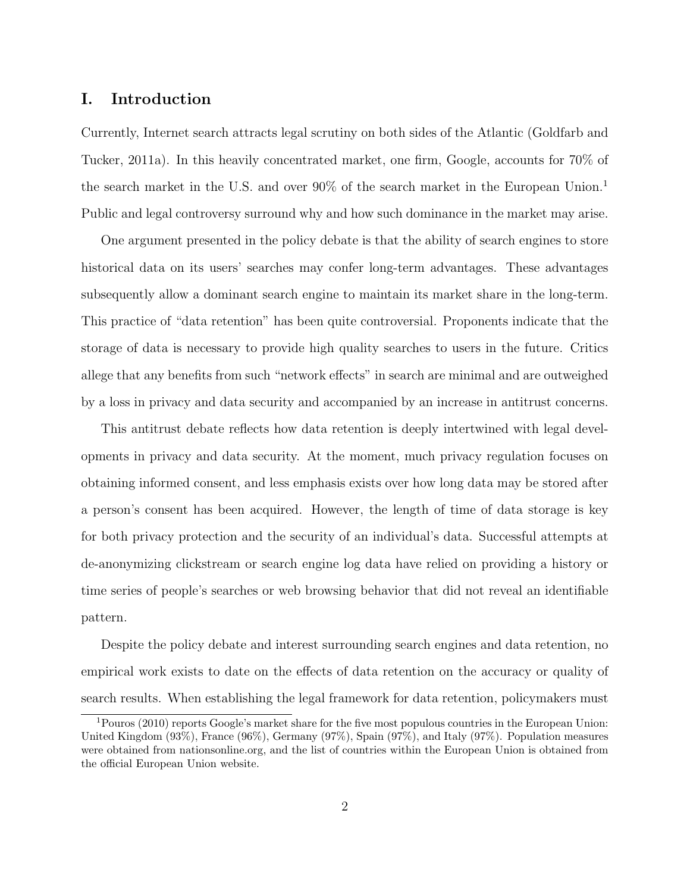## I. Introduction

Currently, Internet search attracts legal scrutiny on both sides of the Atlantic (Goldfarb and Tucker, 2011a). In this heavily concentrated market, one firm, Google, accounts for 70% of the search market in the U.S. and over 90% of the search market in the European Union.[1] Public and legal controversy surround why and how such dominance in the market may arise.

One argument presented in the policy debate is that the ability of search engines to store historical data on its users' searches may confer long-term advantages. These advantages subsequently allow a dominant search engine to maintain its market share in the long-term. This practice of "data retention" has been quite controversial. Proponents indicate that the storage of data is necessary to provide high quality searches to users in the future. Critics allege that any benefits from such "network effects" in search are minimal and are outweighed by a loss in privacy and data security and accompanied by an increase in antitrust concerns.

This antitrust debate reflects how data retention is deeply intertwined with legal developments in privacy and data security. At the moment, much privacy regulation focuses on obtaining informed consent, and less emphasis exists over how long data may be stored after a person's consent has been acquired. However, the length of time of data storage is key for both privacy protection and the security of an individual's data. Successful attempts at de-anonymizing clickstream or search engine log data have relied on providing a history or time series of people's searches or web browsing behavior that did not reveal an identifiable pattern.

Despite the policy debate and interest surrounding search engines and data retention, no empirical work exists to date on the effects of data retention on the accuracy or quality of search results. When establishing the legal framework for data retention, policymakers must

[1] Pouros (2010) reports Google's market share for the five most populous countries in the European Union: United Kingdom (93%), France (96%), Germany (97%), Spain (97%), and Italy (97%). Population measures were obtained from nationsonline.org, and the list of countries within the European Union is obtained from the official European Union website.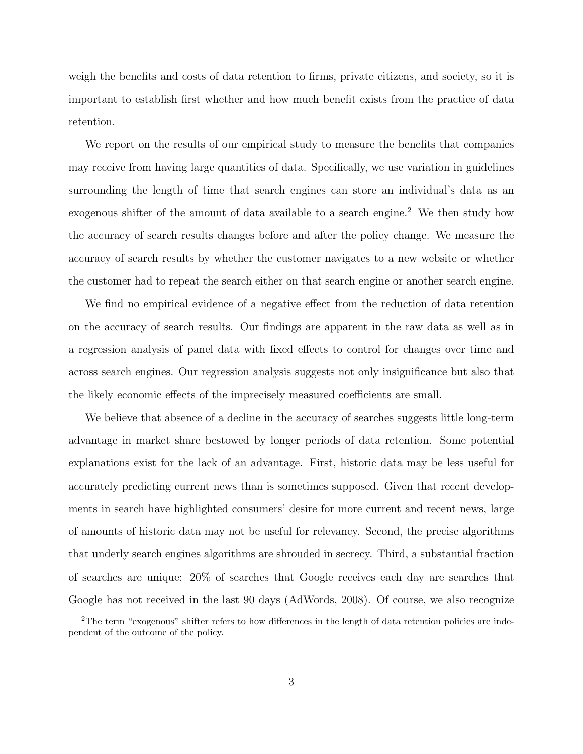weigh the benefits and costs of data retention to firms, private citizens, and society, so it is important to establish first whether and how much benefit exists from the practice of data retention.

We report on the results of our empirical study to measure the benefits that companies may receive from having large quantities of data. Specifically, we use variation in guidelines surrounding the length of time that search engines can store an individual's data as an exogenous shifter of the amount of data available to a search engine.[2] We then study how the accuracy of search results changes before and after the policy change. We measure the accuracy of search results by whether the customer navigates to a new website or whether the customer had to repeat the search either on that search engine or another search engine.

We find no empirical evidence of a negative effect from the reduction of data retention on the accuracy of search results. Our findings are apparent in the raw data as well as in a regression analysis of panel data with fixed effects to control for changes over time and across search engines. Our regression analysis suggests not only insignificance but also that the likely economic effects of the imprecisely measured coefficients are small.

We believe that absence of a decline in the accuracy of searches suggests little long-term advantage in market share bestowed by longer periods of data retention. Some potential explanations exist for the lack of an advantage. First, historic data may be less useful for accurately predicting current news than is sometimes supposed. Given that recent developments in search have highlighted consumers' desire for more current and recent news, large of amounts of historic data may not be useful for relevancy. Second, the precise algorithms that underly search engines algorithms are shrouded in secrecy. Third, a substantial fraction of searches are unique: 20% of searches that Google receives each day are searches that Google has not received in the last 90 days (AdWords, 2008). Of course, we also recognize

[2] The term "exogenous" shifter refers to how differences in the length of data retention policies are independent of the outcome of the policy.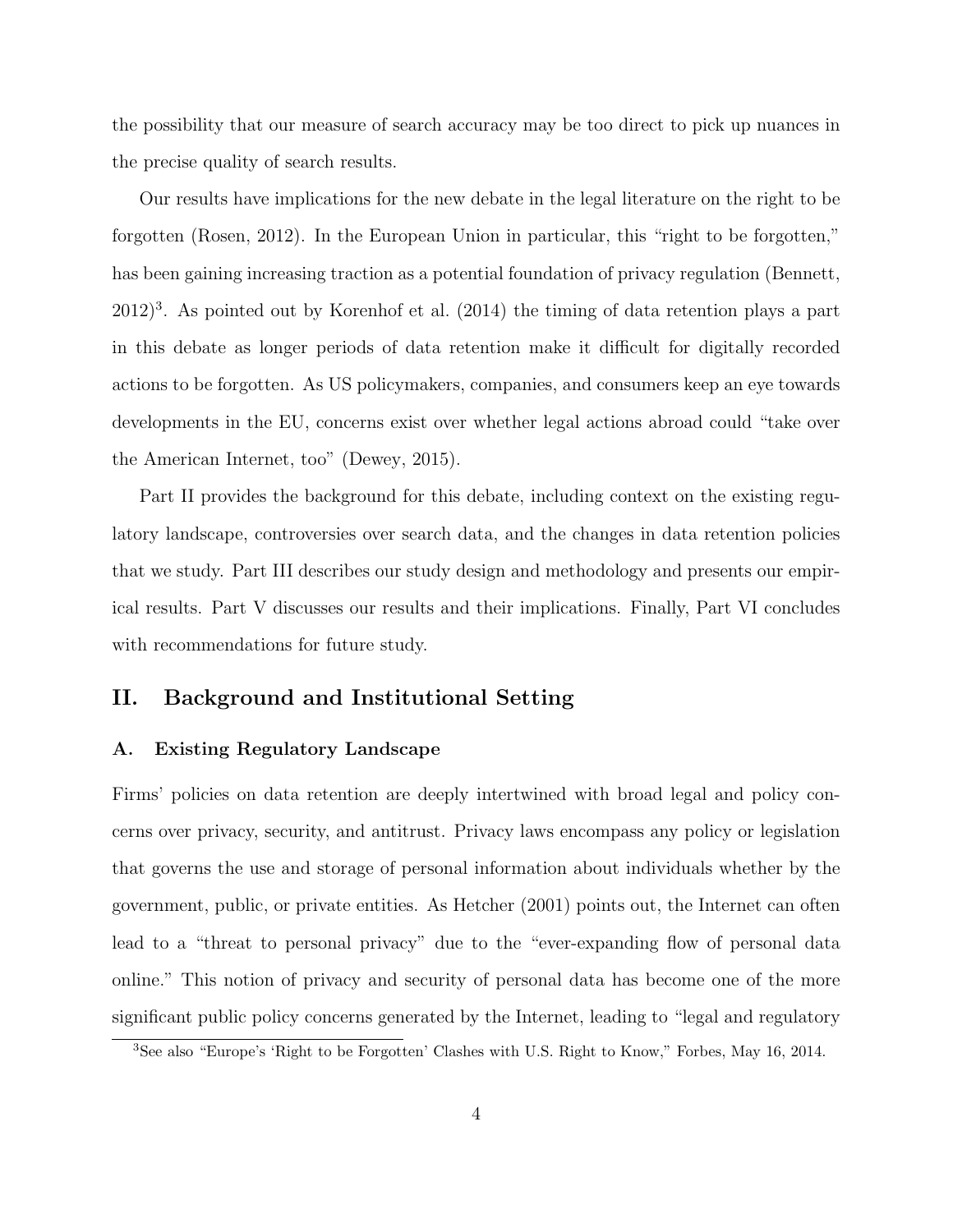the possibility that our measure of search accuracy may be too direct to pick up nuances in the precise quality of search results.

Our results have implications for the new debate in the legal literature on the right to be forgotten (Rosen, 2012). In the European Union in particular, this "right to be forgotten," has been gaining increasing traction as a potential foundation of privacy regulation (Bennett, 2012)[3]. As pointed out by Korenhof et al. (2014) the timing of data retention plays a part in this debate as longer periods of data retention make it difficult for digitally recorded actions to be forgotten. As US policymakers, companies, and consumers keep an eye towards developments in the EU, concerns exist over whether legal actions abroad could "take over the American Internet, too" (Dewey, 2015).

Part II provides the background for this debate, including context on the existing regulatory landscape, controversies over search data, and the changes in data retention policies that we study. Part III describes our study design and methodology and presents our empirical results. Part V discusses our results and their implications. Finally, Part VI concludes with recommendations for future study.

## II. Background and Institutional Setting

### A. Existing Regulatory Landscape

Firms' policies on data retention are deeply intertwined with broad legal and policy concerns over privacy, security, and antitrust. Privacy laws encompass any policy or legislation that governs the use and storage of personal information about individuals whether by the government, public, or private entities. As Hetcher (2001) points out, the Internet can often lead to a "threat to personal privacy" due to the "ever-expanding flow of personal data online." This notion of privacy and security of personal data has become one of the more significant public policy concerns generated by the Internet, leading to "legal and regulatory

[3]See also "Europe's 'Right to be Forgotten' Clashes with U.S. Right to Know," Forbes, May 16, 2014.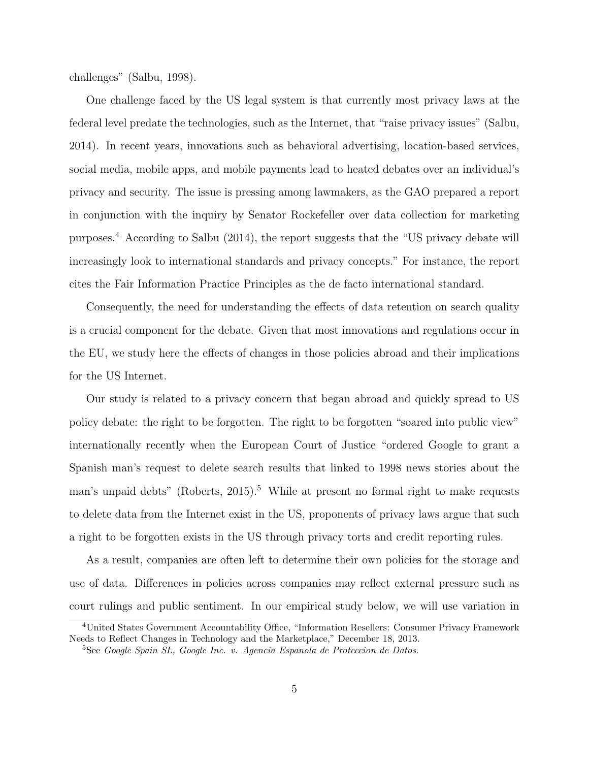challenges" (Salbu, 1998).

One challenge faced by the US legal system is that currently most privacy laws at the federal level predate the technologies, such as the Internet, that "raise privacy issues" (Salbu, 2014). In recent years, innovations such as behavioral advertising, location-based services, social media, mobile apps, and mobile payments lead to heated debates over an individual's privacy and security. The issue is pressing among lawmakers, as the GAO prepared a report in conjunction with the inquiry by Senator Rockefeller over data collection for marketing purposes.[4] According to Salbu (2014), the report suggests that the "US privacy debate will increasingly look to international standards and privacy concepts." For instance, the report cites the Fair Information Practice Principles as the de facto international standard.

Consequently, the need for understanding the effects of data retention on search quality is a crucial component for the debate. Given that most innovations and regulations occur in the EU, we study here the effects of changes in those policies abroad and their implications for the US Internet.

Our study is related to a privacy concern that began abroad and quickly spread to US policy debate: the right to be forgotten. The right to be forgotten "soared into public view" internationally recently when the European Court of Justice "ordered Google to grant a Spanish man's request to delete search results that linked to 1998 news stories about the man's unpaid debts" (Roberts, 2015).[5] While at present no formal right to make requests to delete data from the Internet exist in the US, proponents of privacy laws argue that such a right to be forgotten exists in the US through privacy torts and credit reporting rules.

As a result, companies are often left to determine their own policies for the storage and use of data. Differences in policies across companies may reflect external pressure such as court rulings and public sentiment. In our empirical study below, we will use variation in

[4] United States Government Accountability Office, "Information Resellers: Consumer Privacy Framework Needs to Reflect Changes in Technology and the Marketplace," December 18, 2013.

[5] See *Google Spain SL, Google Inc. v. Agencia Espanola de Proteccion de Datos.*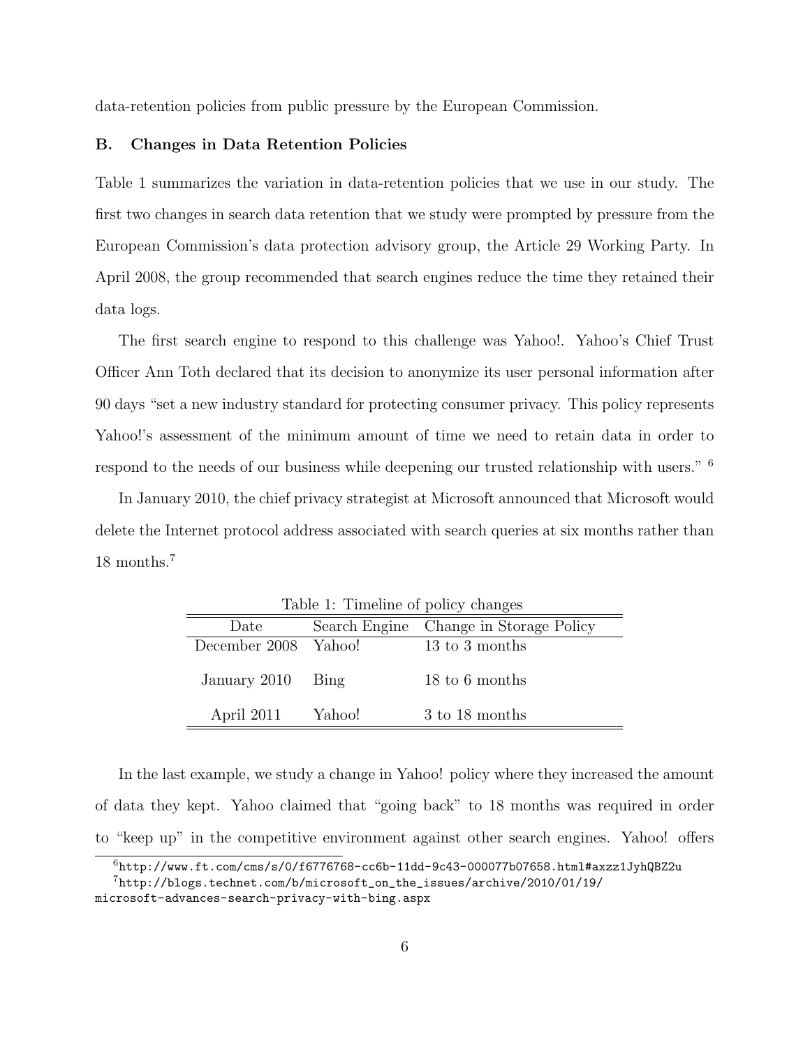data-retention policies from public pressure by the European Commission.

### B. Changes in Data Retention Policies

Table 1 summarizes the variation in data-retention policies that we use in our study. The first two changes in search data retention that we study were prompted by pressure from the European Commission's data protection advisory group, the Article 29 Working Party. In April 2008, the group recommended that search engines reduce the time they retained their data logs.

The first search engine to respond to this challenge was Yahoo!. Yahoo's Chief Trust Officer Ann Toth declared that its decision to anonymize its user personal information after 90 days "set a new industry standard for protecting consumer privacy. This policy represents Yahoo!'s assessment of the minimum amount of time we need to retain data in order to respond to the needs of our business while deepening our trusted relationship with users." [6]

In January 2010, the chief privacy strategist at Microsoft announced that Microsoft would delete the Internet protocol address associated with search queries at six months rather than 18 months.[7]

Table 1: Timeline of policy changes

| Date | Search Engine | Change in Storage Policy |
|---|---|---|
| December 2008 | Yahoo! | 13 to 3 months |
| January 2010 | Bing | 18 to 6 months |
| April 2011 | Yahoo! | 3 to 18 months |

In the last example, we study a change in Yahoo! policy where they increased the amount of data they kept. Yahoo claimed that "going back" to 18 months was required in order to "keep up" in the competitive environment against other search engines. Yahoo! offers

[6] http://www.ft.com/cms/s/0/f6776768-cc6b-11dd-9c43-000077b07658.html#axzz1JyhQBZ2u

[7] http://blogs.technet.com/b/microsoft_on_the_issues/archive/2010/01/19/microsoft-advances-search-privacy-with-bing.aspx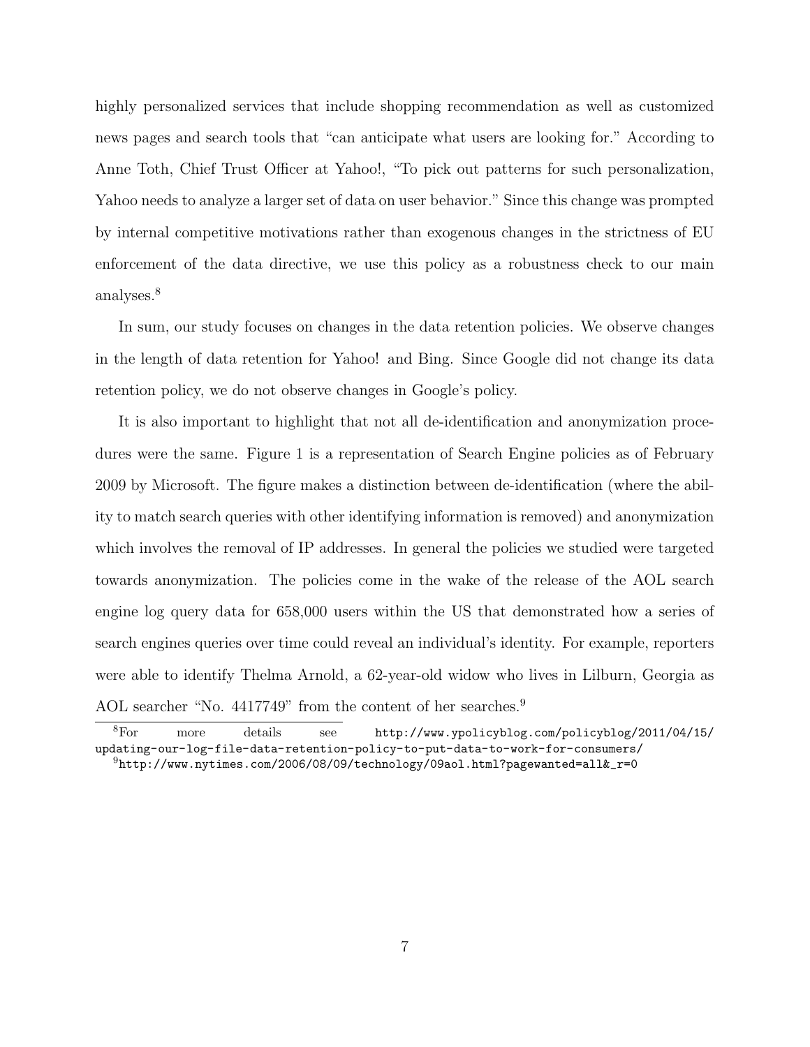highly personalized services that include shopping recommendation as well as customized news pages and search tools that "can anticipate what users are looking for." According to Anne Toth, Chief Trust Officer at Yahoo!, "To pick out patterns for such personalization, Yahoo needs to analyze a larger set of data on user behavior." Since this change was prompted by internal competitive motivations rather than exogenous changes in the strictness of EU enforcement of the data directive, we use this policy as a robustness check to our main analyses.[8]

In sum, our study focuses on changes in the data retention policies. We observe changes in the length of data retention for Yahoo! and Bing. Since Google did not change its data retention policy, we do not observe changes in Google's policy.

It is also important to highlight that not all de-identification and anonymization procedures were the same. Figure 1 is a representation of Search Engine policies as of February 2009 by Microsoft. The figure makes a distinction between de-identification (where the ability to match search queries with other identifying information is removed) and anonymization which involves the removal of IP addresses. In general the policies we studied were targeted towards anonymization. The policies come in the wake of the release of the AOL search engine log query data for 658,000 users within the US that demonstrated how a series of search engines queries over time could reveal an individual's identity. For example, reporters were able to identify Thelma Arnold, a 62-year-old widow who lives in Lilburn, Georgia as AOL searcher "No. 4417749" from the content of her searches.[9]

[8] For more details see http://www.ypolicyblog.com/policyblog/2011/04/15/updating-our-log-file-data-retention-policy-to-put-data-to-work-for-consumers/

[9] http://www.nytimes.com/2006/08/09/technology/09aol.html?pagewanted=all&_r=0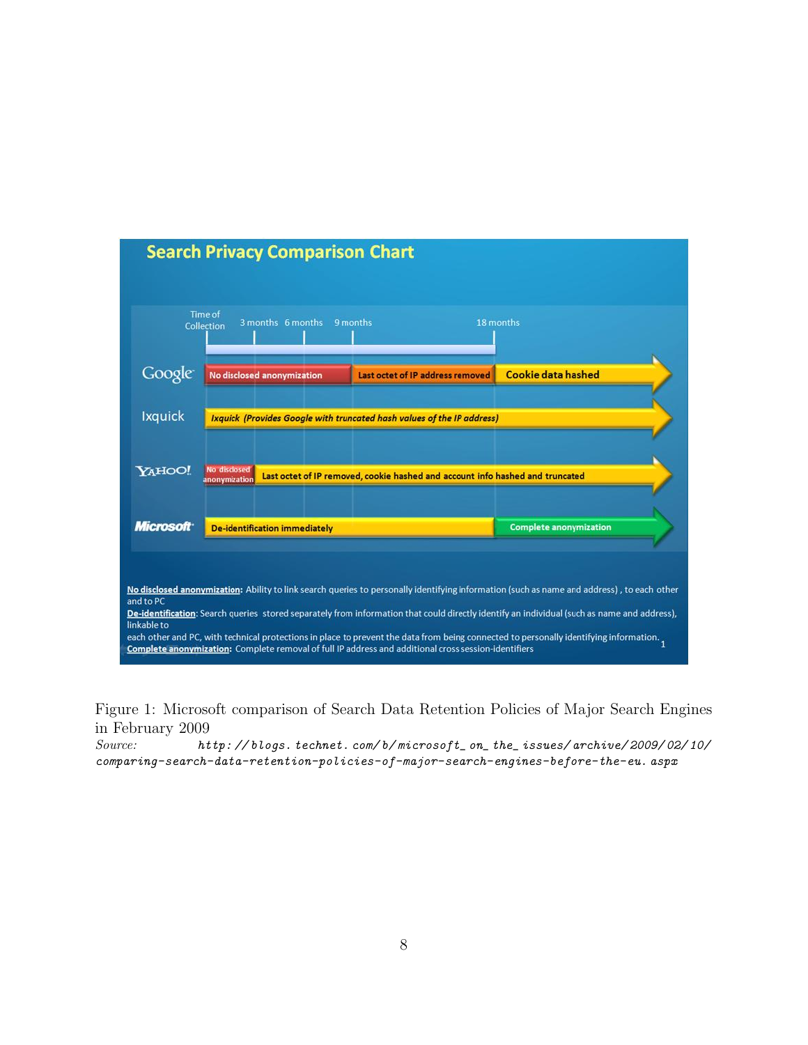**Search Privacy Comparison Chart**

Time of Collection | 3 months | 6 months | 9 months | 18 months

- **Google**: No disclosed anonymization → Last octet of IP address removed → Cookie data hashed
- **Ixquick**: *Ixquick (Provides Google with truncated hash values of the IP address)*
- **Yahoo!**: No disclosed anonymization → Last octet of IP removed, cookie hashed and account info hashed and truncated
- **Microsoft**: De-identification immediately → Complete anonymization

**No disclosed anonymization**: Ability to link search queries to personally identifying information (such as name and address) , to each other and to PC

**De-identification**: Search queries stored separately from information that could directly identify an individual (such as name and address), linkable to each other and PC, with technical protections in place to prevent the data from being connected to personally identifying information.

**Complete anonymization**: Complete removal of full IP address and additional cross session-identifiers

Figure 1: Microsoft comparison of Search Data Retention Policies of Major Search Engines in February 2009

*Source:* *http://blogs.technet.com/b/microsoft_on_the_issues/archive/2009/02/10/comparing-search-data-retention-policies-of-major-search-engines-before-the-eu.aspx*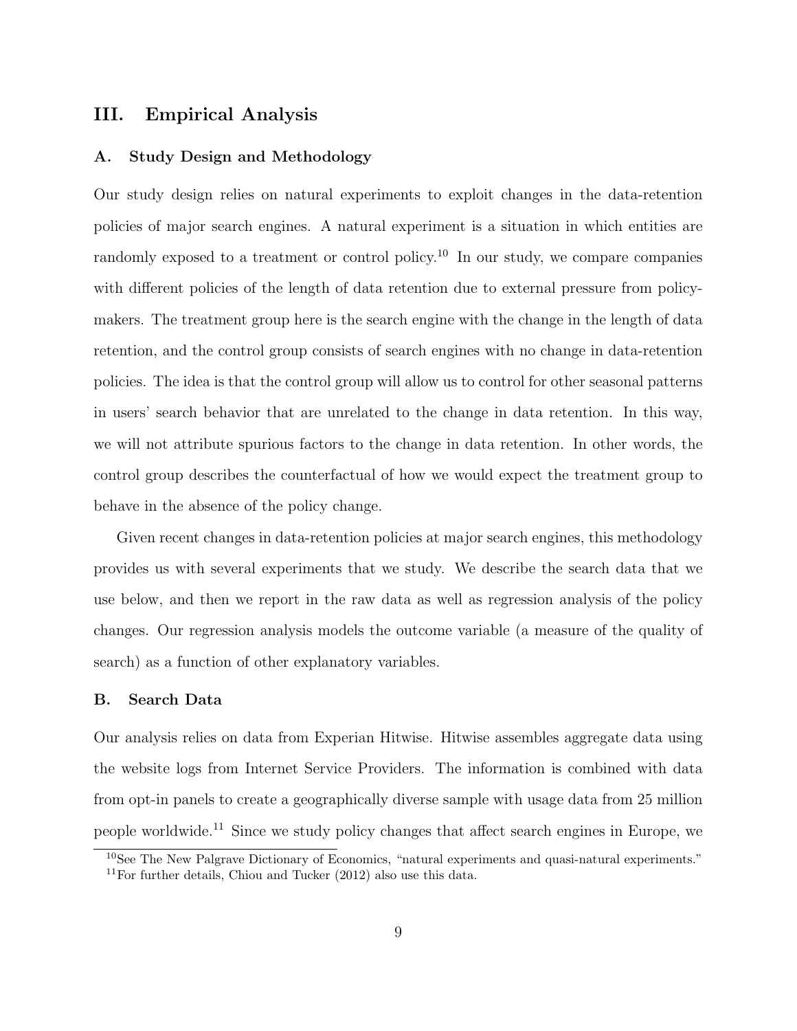## III. Empirical Analysis

### A. Study Design and Methodology

Our study design relies on natural experiments to exploit changes in the data-retention policies of major search engines. A natural experiment is a situation in which entities are randomly exposed to a treatment or control policy.[10] In our study, we compare companies with different policies of the length of data retention due to external pressure from policy-makers. The treatment group here is the search engine with the change in the length of data retention, and the control group consists of search engines with no change in data-retention policies. The idea is that the control group will allow us to control for other seasonal patterns in users' search behavior that are unrelated to the change in data retention. In this way, we will not attribute spurious factors to the change in data retention. In other words, the control group describes the counterfactual of how we would expect the treatment group to behave in the absence of the policy change.

Given recent changes in data-retention policies at major search engines, this methodology provides us with several experiments that we study. We describe the search data that we use below, and then we report in the raw data as well as regression analysis of the policy changes. Our regression analysis models the outcome variable (a measure of the quality of search) as a function of other explanatory variables.

### B. Search Data

Our analysis relies on data from Experian Hitwise. Hitwise assembles aggregate data using the website logs from Internet Service Providers. The information is combined with data from opt-in panels to create a geographically diverse sample with usage data from 25 million people worldwide.[11] Since we study policy changes that affect search engines in Europe, we

[10] See The New Palgrave Dictionary of Economics, "natural experiments and quasi-natural experiments."

[11] For further details, Chiou and Tucker (2012) also use this data.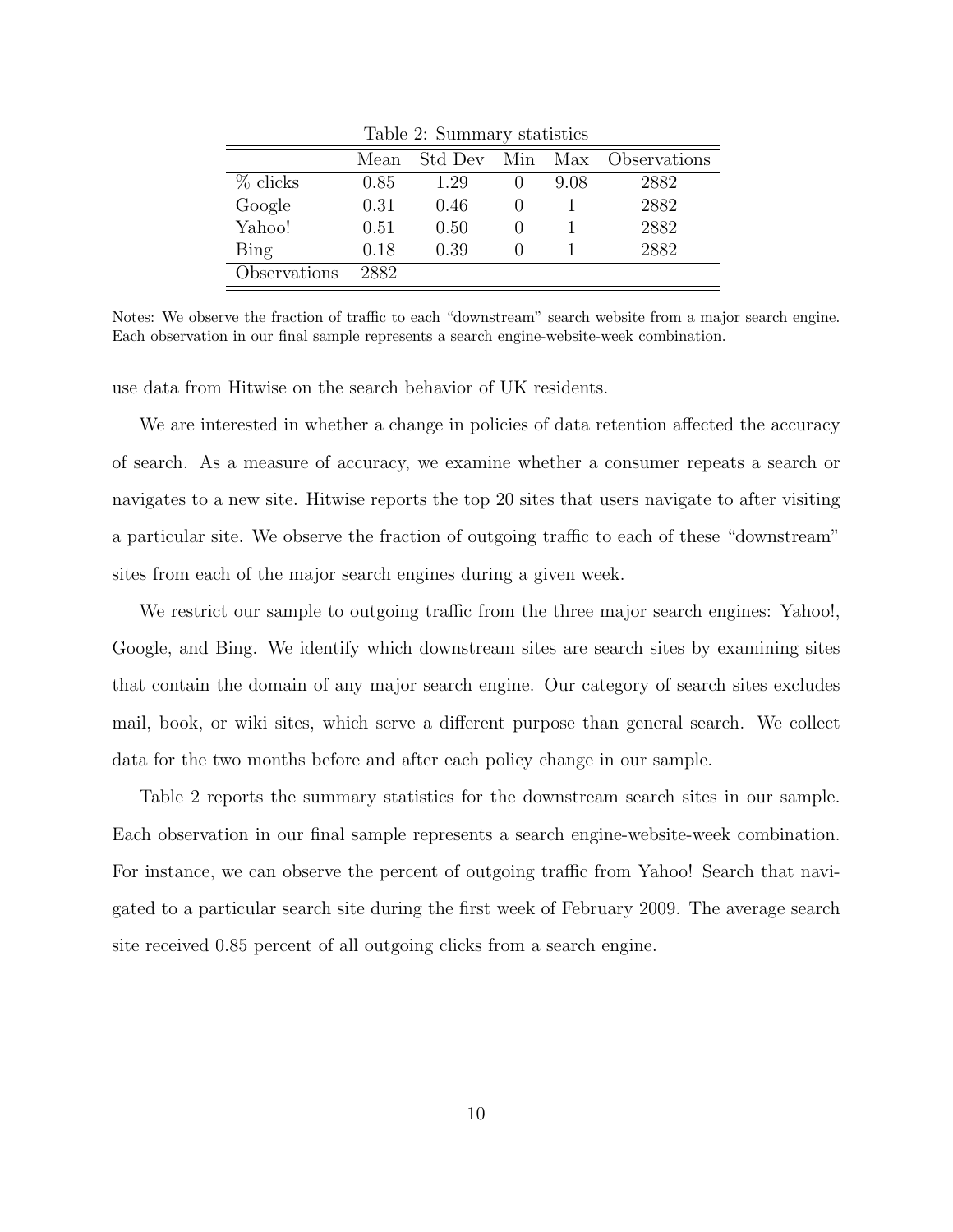Table 2: Summary statistics

| | Mean | Std Dev | Min | Max | Observations |
|---|---|---|---|---|---|
| % clicks | 0.85 | 1.29 | 0 | 9.08 | 2882 |
| Google | 0.31 | 0.46 | 0 | 1 | 2882 |
| Yahoo! | 0.51 | 0.50 | 0 | 1 | 2882 |
| Bing | 0.18 | 0.39 | 0 | 1 | 2882 |
| Observations | 2882 | | | | |

Notes: We observe the fraction of traffic to each "downstream" search website from a major search engine. Each observation in our final sample represents a search engine-website-week combination.

use data from Hitwise on the search behavior of UK residents.

We are interested in whether a change in policies of data retention affected the accuracy of search. As a measure of accuracy, we examine whether a consumer repeats a search or navigates to a new site. Hitwise reports the top 20 sites that users navigate to after visiting a particular site. We observe the fraction of outgoing traffic to each of these "downstream" sites from each of the major search engines during a given week.

We restrict our sample to outgoing traffic from the three major search engines: Yahoo!, Google, and Bing. We identify which downstream sites are search sites by examining sites that contain the domain of any major search engine. Our category of search sites excludes mail, book, or wiki sites, which serve a different purpose than general search. We collect data for the two months before and after each policy change in our sample.

Table 2 reports the summary statistics for the downstream search sites in our sample. Each observation in our final sample represents a search engine-website-week combination. For instance, we can observe the percent of outgoing traffic from Yahoo! Search that navigated to a particular search site during the first week of February 2009. The average search site received 0.85 percent of all outgoing clicks from a search engine.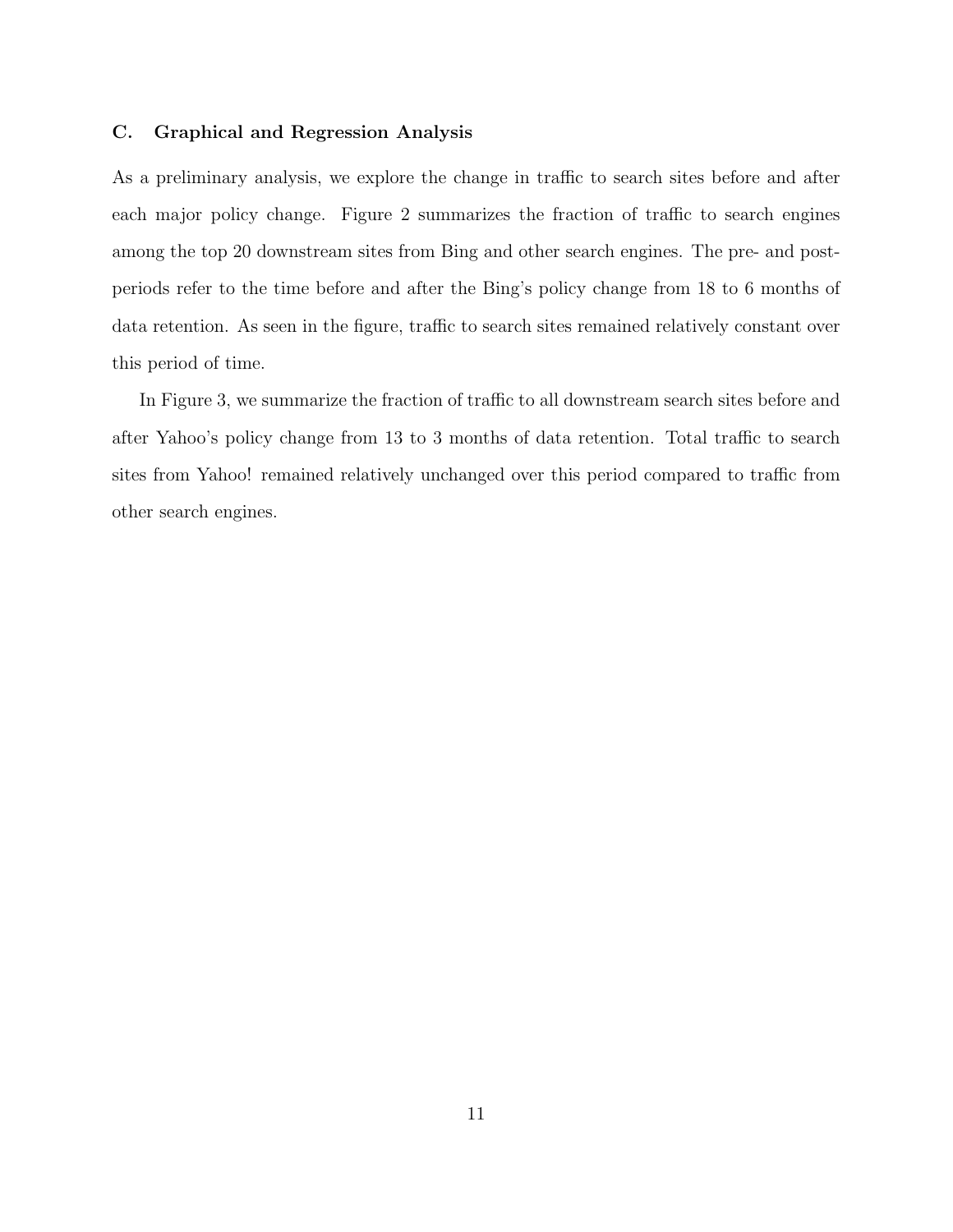### C. Graphical and Regression Analysis

As a preliminary analysis, we explore the change in traffic to search sites before and after each major policy change. Figure 2 summarizes the fraction of traffic to search engines among the top 20 downstream sites from Bing and other search engines. The pre- and post-periods refer to the time before and after the Bing's policy change from 18 to 6 months of data retention. As seen in the figure, traffic to search sites remained relatively constant over this period of time.

In Figure 3, we summarize the fraction of traffic to all downstream search sites before and after Yahoo's policy change from 13 to 3 months of data retention. Total traffic to search sites from Yahoo! remained relatively unchanged over this period compared to traffic from other search engines.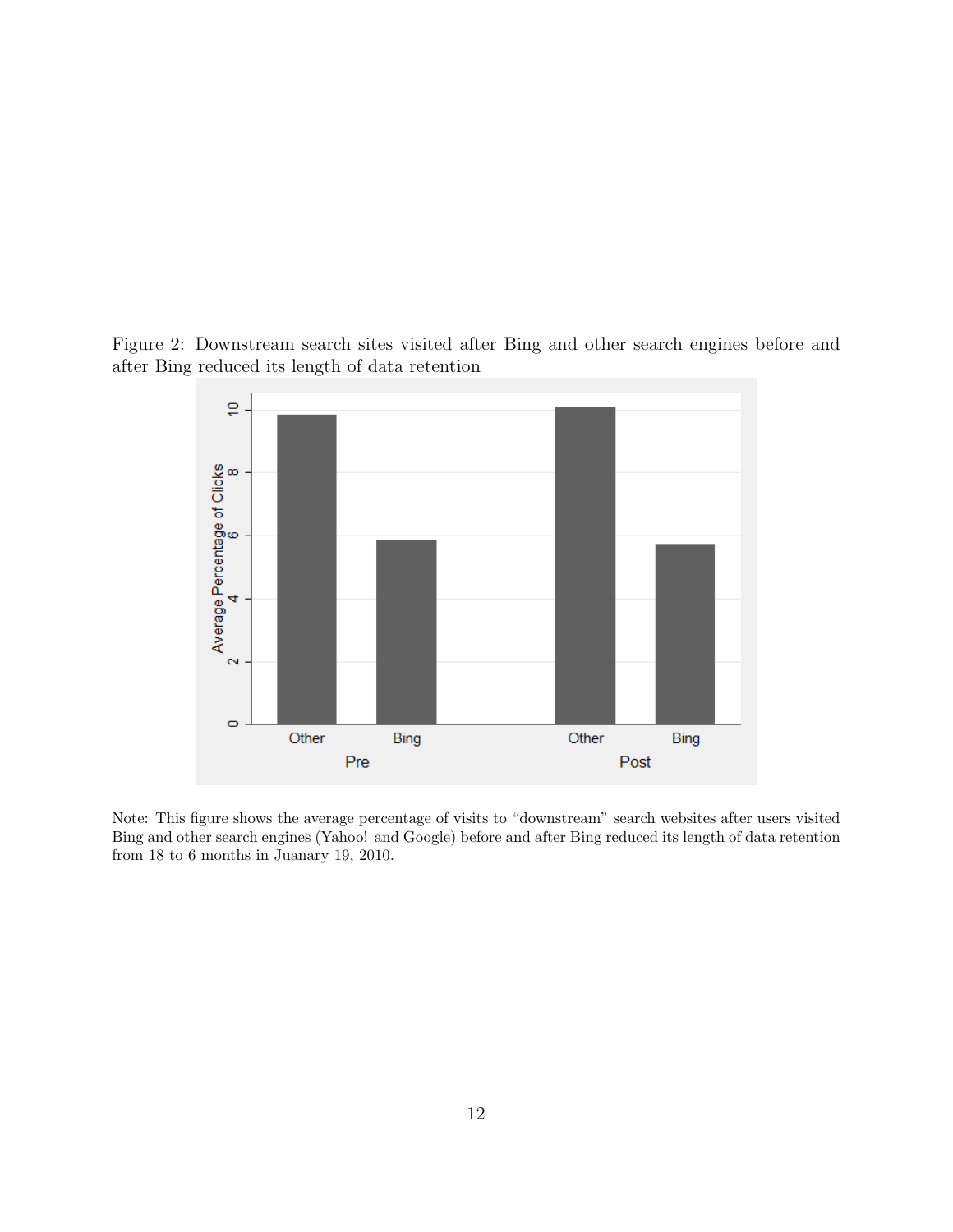Figure 2: Downstream search sites visited after Bing and other search engines before and after Bing reduced its length of data retention

Note: This figure shows the average percentage of visits to "downstream" search websites after users visited Bing and other search engines (Yahoo! and Google) before and after Bing reduced its length of data retention from 18 to 6 months in Juanary 19, 2010.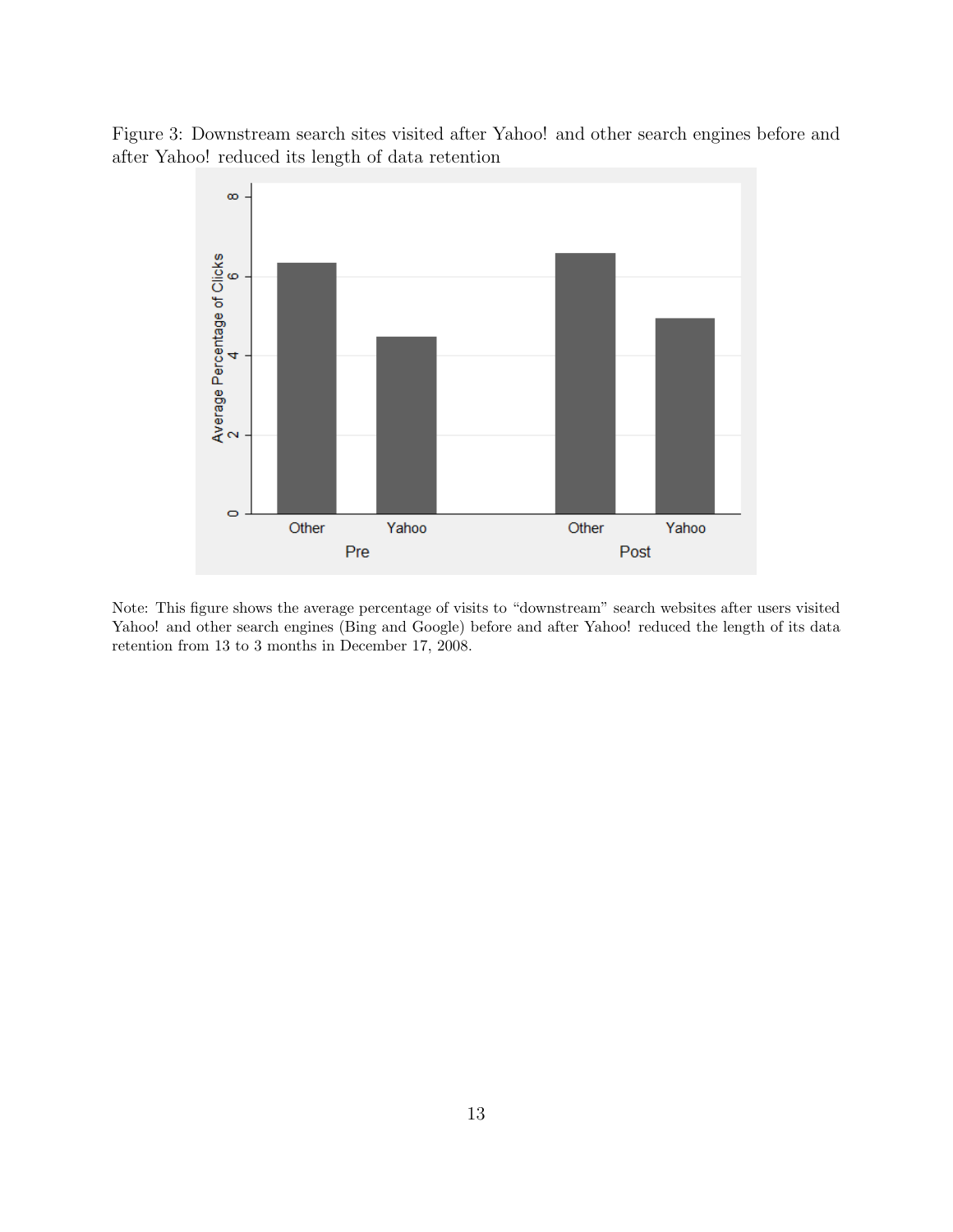Figure 3: Downstream search sites visited after Yahoo! and other search engines before and after Yahoo! reduced its length of data retention

Note: This figure shows the average percentage of visits to "downstream" search websites after users visited Yahoo! and other search engines (Bing and Google) before and after Yahoo! reduced the length of its data retention from 13 to 3 months in December 17, 2008.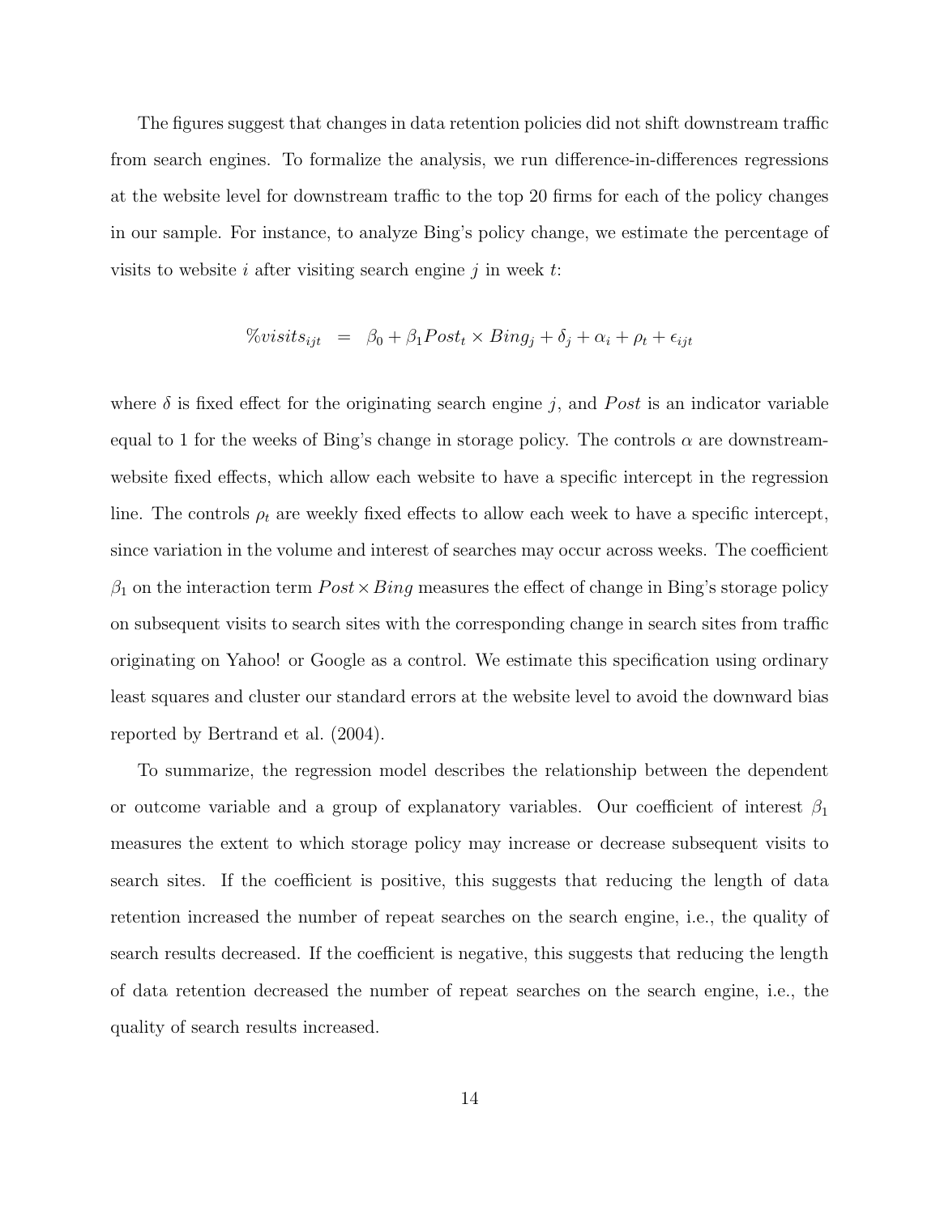The figures suggest that changes in data retention policies did not shift downstream traffic from search engines. To formalize the analysis, we run difference-in-differences regressions at the website level for downstream traffic to the top 20 firms for each of the policy changes in our sample. For instance, to analyze Bing's policy change, we estimate the percentage of visits to website $i$ after visiting search engine $j$ in week $t$:

$$\%visits_{ijt} \quad = \quad \beta_0 + \beta_1 Post_t \times Bing_j + \delta_j + \alpha_i + \rho_t + \epsilon_{ijt}$$

where $\delta$ is fixed effect for the originating search engine $j$, and $Post$ is an indicator variable equal to 1 for the weeks of Bing's change in storage policy. The controls $\alpha$ are downstream-website fixed effects, which allow each website to have a specific intercept in the regression line. The controls $\rho_t$ are weekly fixed effects to allow each week to have a specific intercept, since variation in the volume and interest of searches may occur across weeks. The coefficient $\beta_1$ on the interaction term $Post \times Bing$ measures the effect of change in Bing's storage policy on subsequent visits to search sites with the corresponding change in search sites from traffic originating on Yahoo! or Google as a control. We estimate this specification using ordinary least squares and cluster our standard errors at the website level to avoid the downward bias reported by Bertrand et al. (2004).

To summarize, the regression model describes the relationship between the dependent or outcome variable and a group of explanatory variables. Our coefficient of interest $\beta_1$ measures the extent to which storage policy may increase or decrease subsequent visits to search sites. If the coefficient is positive, this suggests that reducing the length of data retention increased the number of repeat searches on the search engine, i.e., the quality of search results decreased. If the coefficient is negative, this suggests that reducing the length of data retention decreased the number of repeat searches on the search engine, i.e., the quality of search results increased.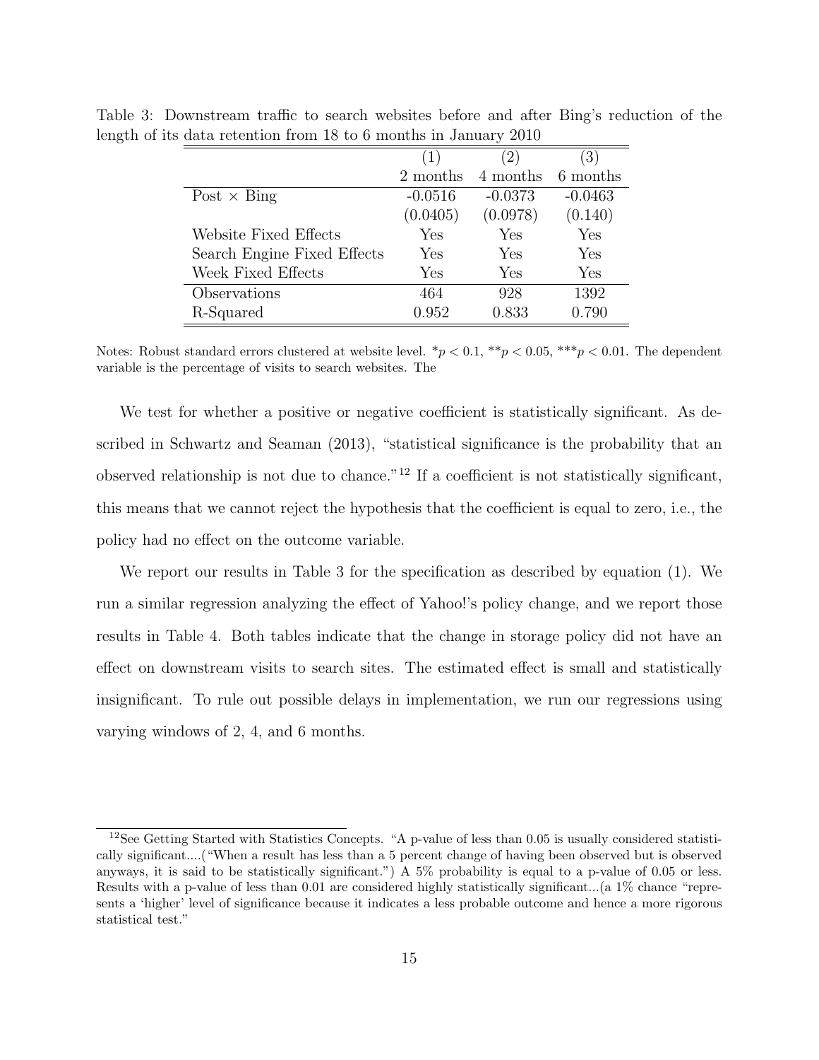Table 3: Downstream traffic to search websites before and after Bing's reduction of the length of its data retention from 18 to 6 months in January 2010

| | (1) | (2) | (3) |
|---|---|---|---|
| | 2 months | 4 months | 6 months |
| Post × Bing | -0.0516 | -0.0373 | -0.0463 |
| | (0.0405) | (0.0978) | (0.140) |
| Website Fixed Effects | Yes | Yes | Yes |
| Search Engine Fixed Effects | Yes | Yes | Yes |
| Week Fixed Effects | Yes | Yes | Yes |
| Observations | 464 | 928 | 1392 |
| R-Squared | 0.952 | 0.833 | 0.790 |

Notes: Robust standard errors clustered at website level. \*$p < 0.1$, \*\*$p < 0.05$, \*\*\*$p < 0.01$. The dependent variable is the percentage of visits to search websites. The

We test for whether a positive or negative coefficient is statistically significant. As described in Schwartz and Seaman (2013), "statistical significance is the probability that an observed relationship is not due to chance."[12] If a coefficient is not statistically significant, this means that we cannot reject the hypothesis that the coefficient is equal to zero, i.e., the policy had no effect on the outcome variable.

We report our results in Table 3 for the specification as described by equation (1). We run a similar regression analyzing the effect of Yahoo!'s policy change, and we report those results in Table 4. Both tables indicate that the change in storage policy did not have an effect on downstream visits to search sites. The estimated effect is small and statistically insignificant. To rule out possible delays in implementation, we run our regressions using varying windows of 2, 4, and 6 months.

[12] See Getting Started with Statistics Concepts. "A p-value of less than 0.05 is usually considered statistically significant....("When a result has less than a 5 percent change of having been observed but is observed anyways, it is said to be statistically significant.") A 5% probability is equal to a p-value of 0.05 or less. Results with a p-value of less than 0.01 are considered highly statistically significant...(a 1% chance "represents a 'higher' level of significance because it indicates a less probable outcome and hence a more rigorous statistical test."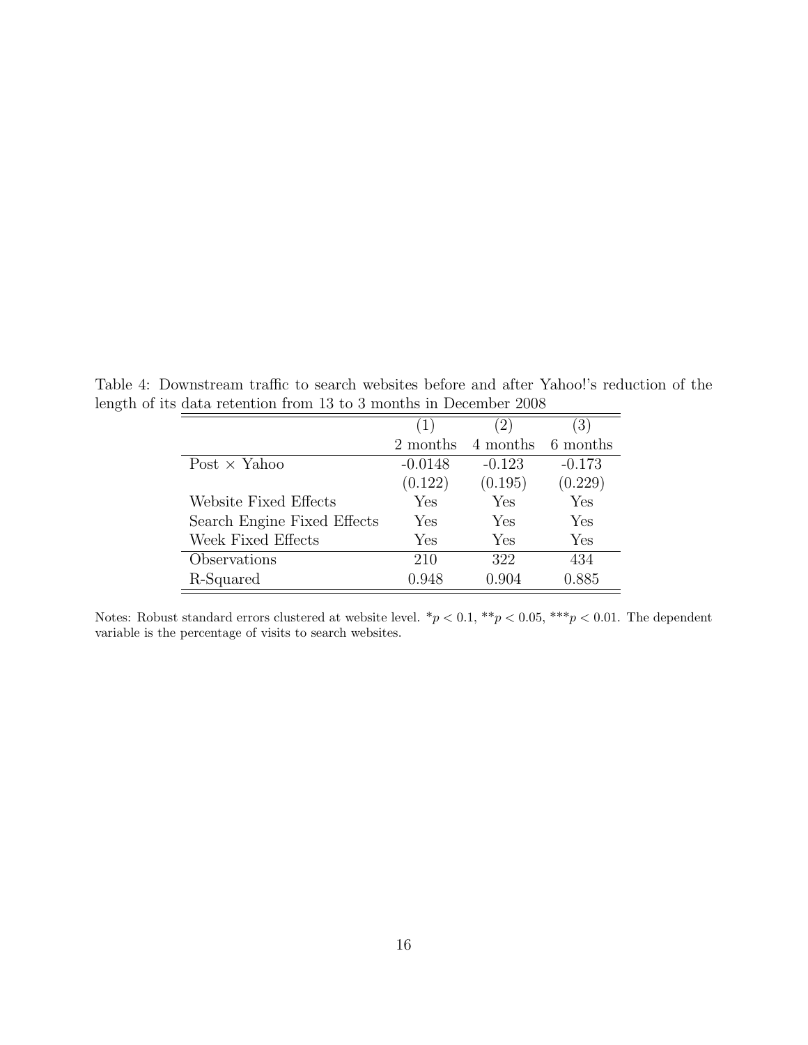Table 4: Downstream traffic to search websites before and after Yahoo!'s reduction of the length of its data retention from 13 to 3 months in December 2008

| | (1) | (2) | (3) |
|---|---|---|---|
| | 2 months | 4 months | 6 months |
| Post × Yahoo | -0.0148 | -0.123 | -0.173 |
| | (0.122) | (0.195) | (0.229) |
| Website Fixed Effects | Yes | Yes | Yes |
| Search Engine Fixed Effects | Yes | Yes | Yes |
| Week Fixed Effects | Yes | Yes | Yes |
| Observations | 210 | 322 | 434 |
| R-Squared | 0.948 | 0.904 | 0.885 |

Notes: Robust standard errors clustered at website level. $^{*}p < 0.1$, $^{**}p < 0.05$, $^{***}p < 0.01$. The dependent variable is the percentage of visits to search websites.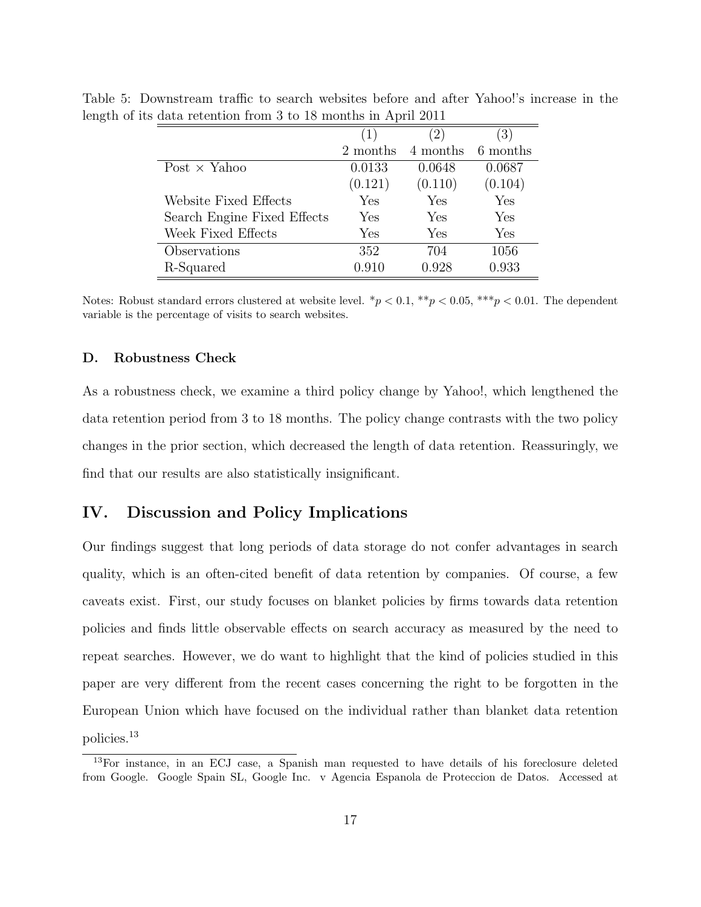Table 5: Downstream traffic to search websites before and after Yahoo!'s increase in the length of its data retention from 3 to 18 months in April 2011

| | (1) | (2) | (3) |
|---|---|---|---|
| | 2 months | 4 months | 6 months |
| Post × Yahoo | 0.0133 | 0.0648 | 0.0687 |
| | (0.121) | (0.110) | (0.104) |
| Website Fixed Effects | Yes | Yes | Yes |
| Search Engine Fixed Effects | Yes | Yes | Yes |
| Week Fixed Effects | Yes | Yes | Yes |
| Observations | 352 | 704 | 1056 |
| R-Squared | 0.910 | 0.928 | 0.933 |

Notes: Robust standard errors clustered at website level. $^{*}p < 0.1$, $^{**}p < 0.05$, $^{***}p < 0.01$. The dependent variable is the percentage of visits to search websites.

### D. Robustness Check

As a robustness check, we examine a third policy change by Yahoo!, which lengthened the data retention period from 3 to 18 months. The policy change contrasts with the two policy changes in the prior section, which decreased the length of data retention. Reassuringly, we find that our results are also statistically insignificant.

## IV. Discussion and Policy Implications

Our findings suggest that long periods of data storage do not confer advantages in search quality, which is an often-cited benefit of data retention by companies. Of course, a few caveats exist. First, our study focuses on blanket policies by firms towards data retention policies and finds little observable effects on search accuracy as measured by the need to repeat searches. However, we do want to highlight that the kind of policies studied in this paper are very different from the recent cases concerning the right to be forgotten in the European Union which have focused on the individual rather than blanket data retention policies.[13]

[13] For instance, in an ECJ case, a Spanish man requested to have details of his foreclosure deleted from Google. Google Spain SL, Google Inc. v Agencia Espanola de Proteccion de Datos. Accessed at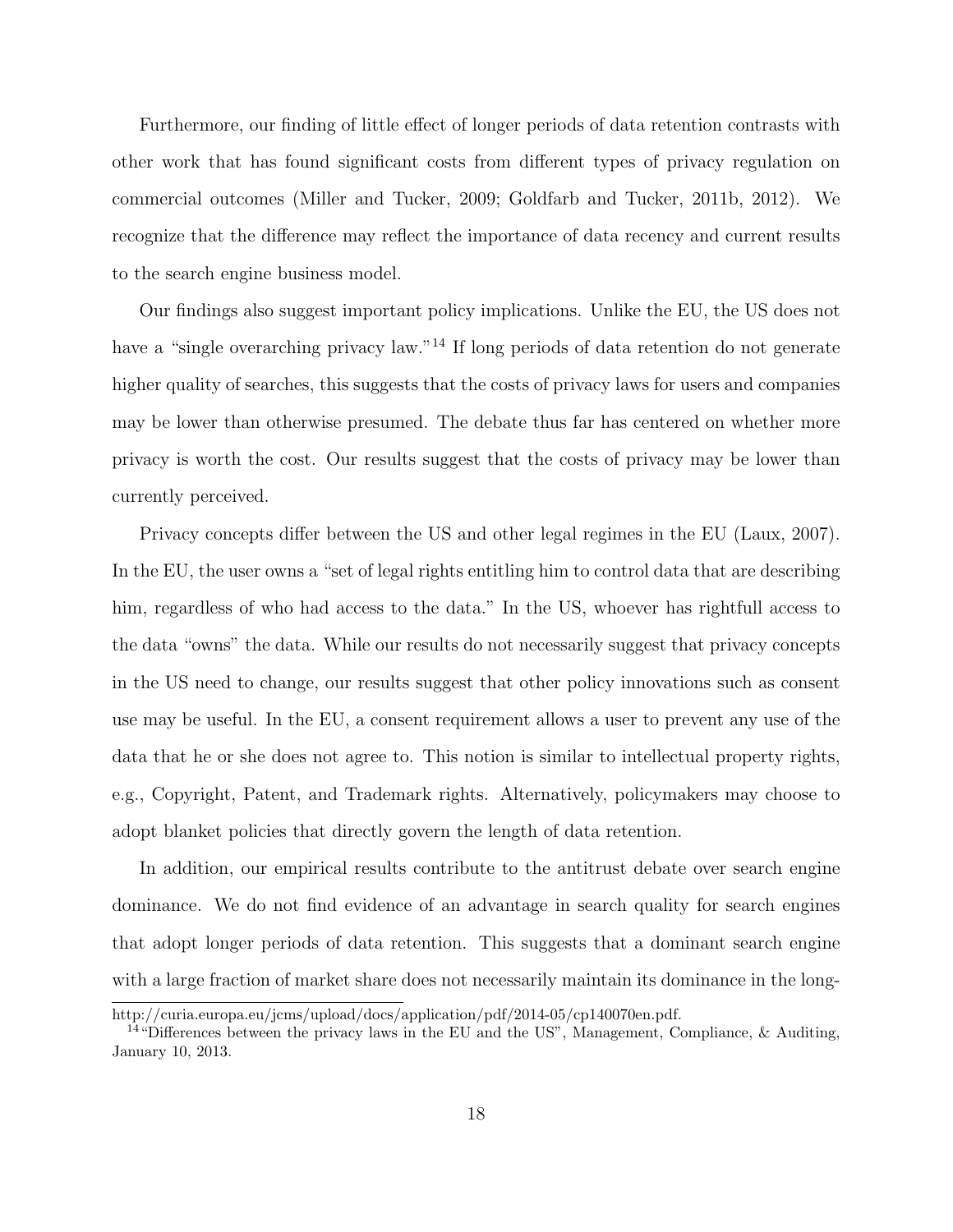Furthermore, our finding of little effect of longer periods of data retention contrasts with other work that has found significant costs from different types of privacy regulation on commercial outcomes (Miller and Tucker, 2009; Goldfarb and Tucker, 2011b, 2012). We recognize that the difference may reflect the importance of data recency and current results to the search engine business model.

Our findings also suggest important policy implications. Unlike the EU, the US does not have a "single overarching privacy law."[14] If long periods of data retention do not generate higher quality of searches, this suggests that the costs of privacy laws for users and companies may be lower than otherwise presumed. The debate thus far has centered on whether more privacy is worth the cost. Our results suggest that the costs of privacy may be lower than currently perceived.

Privacy concepts differ between the US and other legal regimes in the EU (Laux, 2007). In the EU, the user owns a "set of legal rights entitling him to control data that are describing him, regardless of who had access to the data." In the US, whoever has rightfull access to the data "owns" the data. While our results do not necessarily suggest that privacy concepts in the US need to change, our results suggest that other policy innovations such as consent use may be useful. In the EU, a consent requirement allows a user to prevent any use of the data that he or she does not agree to. This notion is similar to intellectual property rights, e.g., Copyright, Patent, and Trademark rights. Alternatively, policymakers may choose to adopt blanket policies that directly govern the length of data retention.

In addition, our empirical results contribute to the antitrust debate over search engine dominance. We do not find evidence of an advantage in search quality for search engines that adopt longer periods of data retention. This suggests that a dominant search engine with a large fraction of market share does not necessarily maintain its dominance in the long-

---

http://curia.europa.eu/jcms/upload/docs/application/pdf/2014-05/cp140070en.pdf.

[14] "Differences between the privacy laws in the EU and the US", Management, Compliance, & Auditing, January 10, 2013.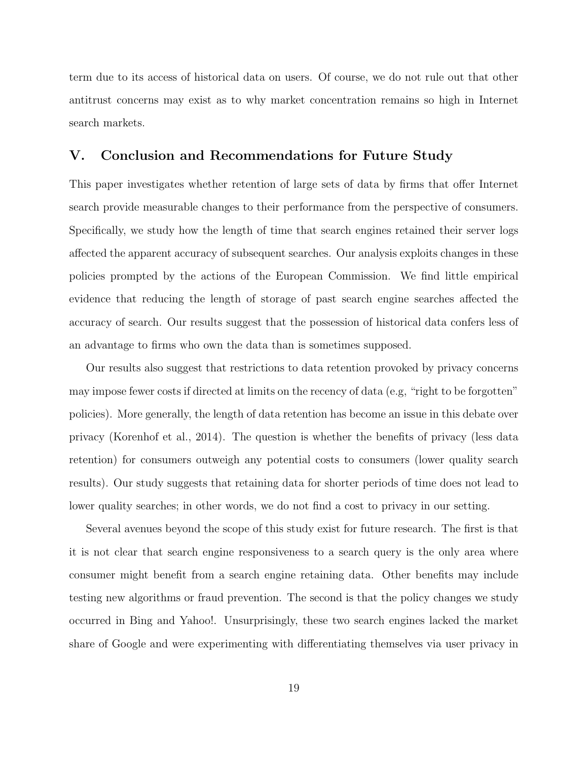term due to its access of historical data on users. Of course, we do not rule out that other antitrust concerns may exist as to why market concentration remains so high in Internet search markets.

## V. Conclusion and Recommendations for Future Study

This paper investigates whether retention of large sets of data by firms that offer Internet search provide measurable changes to their performance from the perspective of consumers. Specifically, we study how the length of time that search engines retained their server logs affected the apparent accuracy of subsequent searches. Our analysis exploits changes in these policies prompted by the actions of the European Commission. We find little empirical evidence that reducing the length of storage of past search engine searches affected the accuracy of search. Our results suggest that the possession of historical data confers less of an advantage to firms who own the data than is sometimes supposed.

Our results also suggest that restrictions to data retention provoked by privacy concerns may impose fewer costs if directed at limits on the recency of data (e.g, "right to be forgotten" policies). More generally, the length of data retention has become an issue in this debate over privacy (Korenhof et al., 2014). The question is whether the benefits of privacy (less data retention) for consumers outweigh any potential costs to consumers (lower quality search results). Our study suggests that retaining data for shorter periods of time does not lead to lower quality searches; in other words, we do not find a cost to privacy in our setting.

Several avenues beyond the scope of this study exist for future research. The first is that it is not clear that search engine responsiveness to a search query is the only area where consumer might benefit from a search engine retaining data. Other benefits may include testing new algorithms or fraud prevention. The second is that the policy changes we study occurred in Bing and Yahoo!. Unsurprisingly, these two search engines lacked the market share of Google and were experimenting with differentiating themselves via user privacy in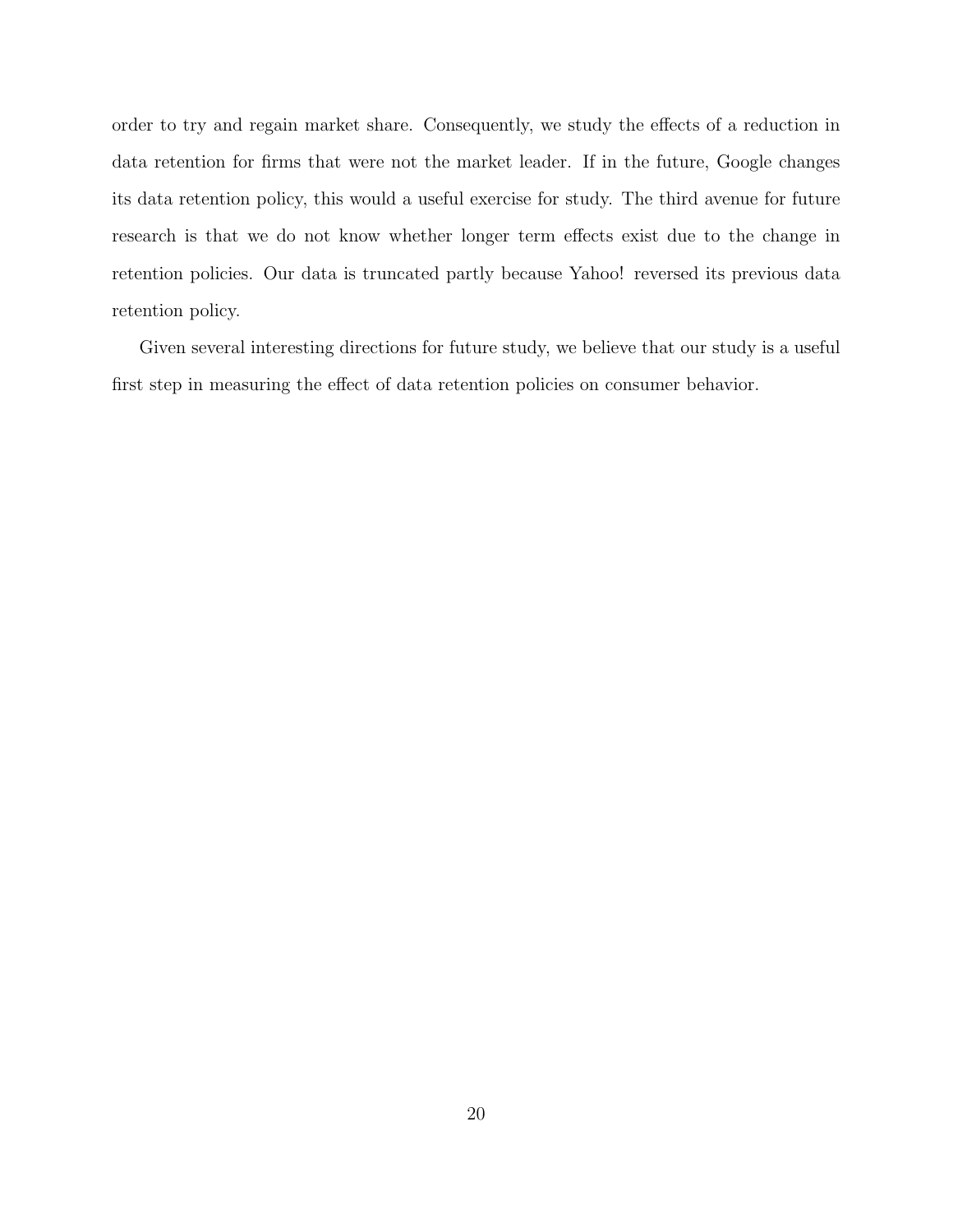order to try and regain market share. Consequently, we study the effects of a reduction in data retention for firms that were not the market leader. If in the future, Google changes its data retention policy, this would a useful exercise for study. The third avenue for future research is that we do not know whether longer term effects exist due to the change in retention policies. Our data is truncated partly because Yahoo! reversed its previous data retention policy.

Given several interesting directions for future study, we believe that our study is a useful first step in measuring the effect of data retention policies on consumer behavior.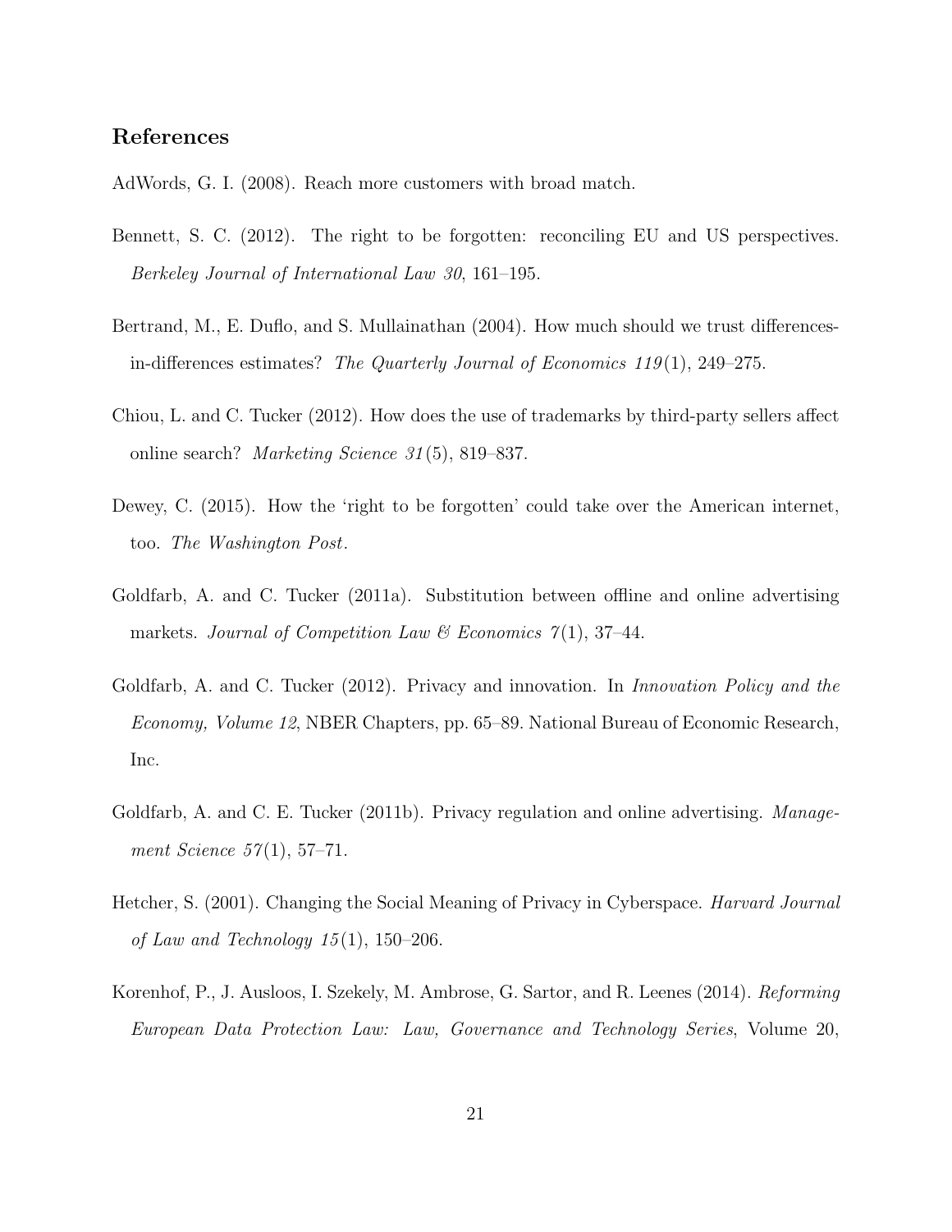## References

AdWords, G. I. (2008). Reach more customers with broad match.

Bennett, S. C. (2012). The right to be forgotten: reconciling EU and US perspectives. *Berkeley Journal of International Law 30*, 161–195.

Bertrand, M., E. Duflo, and S. Mullainathan (2004). How much should we trust differences-in-differences estimates? *The Quarterly Journal of Economics 119*(1), 249–275.

Chiou, L. and C. Tucker (2012). How does the use of trademarks by third-party sellers affect online search? *Marketing Science 31*(5), 819–837.

Dewey, C. (2015). How the 'right to be forgotten' could take over the American internet, too. *The Washington Post*.

Goldfarb, A. and C. Tucker (2011a). Substitution between offline and online advertising markets. *Journal of Competition Law & Economics 7*(1), 37–44.

Goldfarb, A. and C. Tucker (2012). Privacy and innovation. In *Innovation Policy and the Economy, Volume 12*, NBER Chapters, pp. 65–89. National Bureau of Economic Research, Inc.

Goldfarb, A. and C. E. Tucker (2011b). Privacy regulation and online advertising. *Management Science 57*(1), 57–71.

Hetcher, S. (2001). Changing the Social Meaning of Privacy in Cyberspace. *Harvard Journal of Law and Technology 15*(1), 150–206.

Korenhof, P., J. Ausloos, I. Szekely, M. Ambrose, G. Sartor, and R. Leenes (2014). *Reforming European Data Protection Law: Law, Governance and Technology Series*, Volume 20,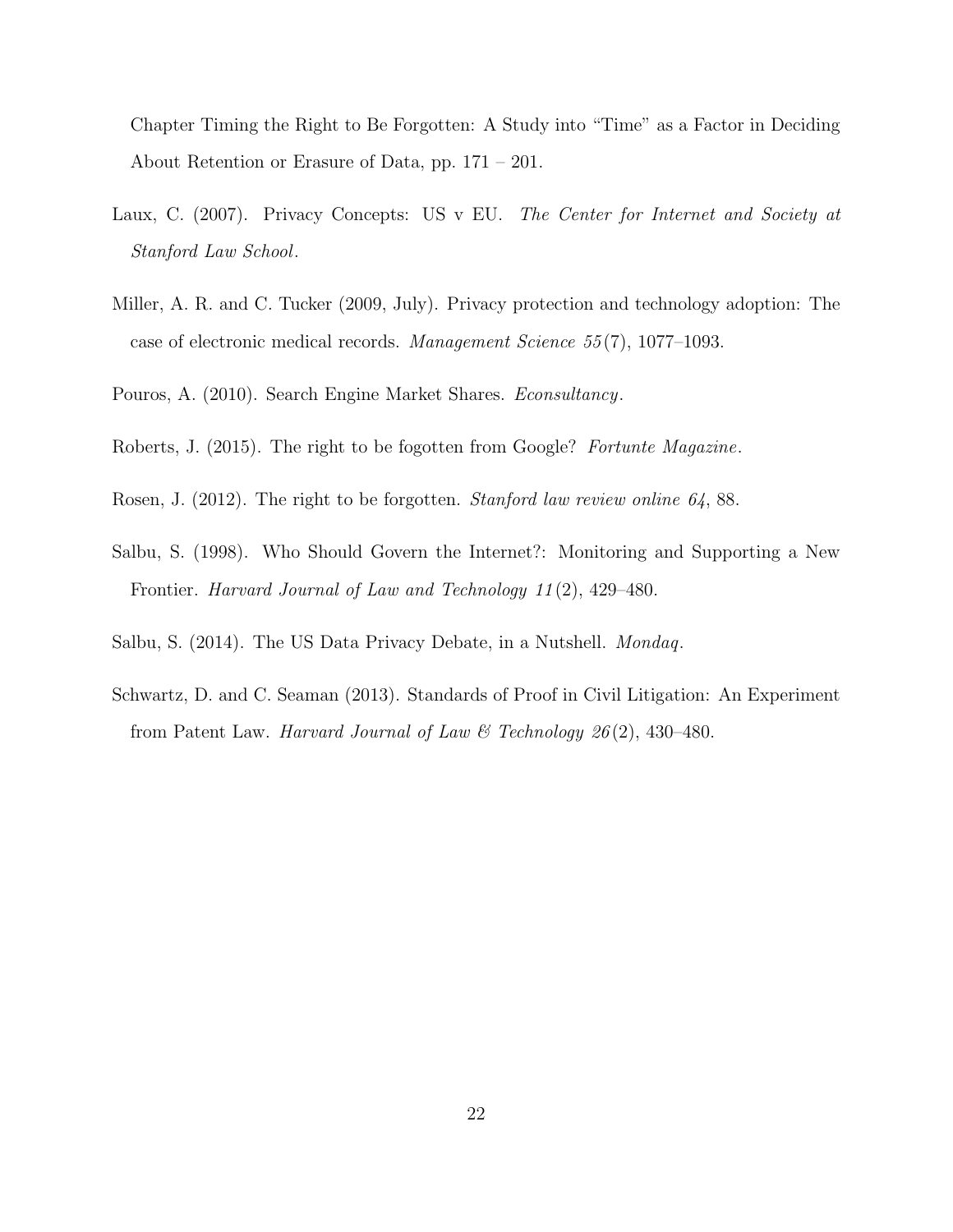Chapter Timing the Right to Be Forgotten: A Study into "Time" as a Factor in Deciding About Retention or Erasure of Data, pp. 171 – 201.

Laux, C. (2007). Privacy Concepts: US v EU. *The Center for Internet and Society at Stanford Law School*.

Miller, A. R. and C. Tucker (2009, July). Privacy protection and technology adoption: The case of electronic medical records. *Management Science 55*(7), 1077–1093.

Pouros, A. (2010). Search Engine Market Shares. *Econsultancy*.

Roberts, J. (2015). The right to be fogotten from Google? *Fortunte Magazine*.

Rosen, J. (2012). The right to be forgotten. *Stanford law review online 64*, 88.

Salbu, S. (1998). Who Should Govern the Internet?: Monitoring and Supporting a New Frontier. *Harvard Journal of Law and Technology 11*(2), 429–480.

Salbu, S. (2014). The US Data Privacy Debate, in a Nutshell. *Mondaq*.

Schwartz, D. and C. Seaman (2013). Standards of Proof in Civil Litigation: An Experiment from Patent Law. *Harvard Journal of Law & Technology 26*(2), 430–480.